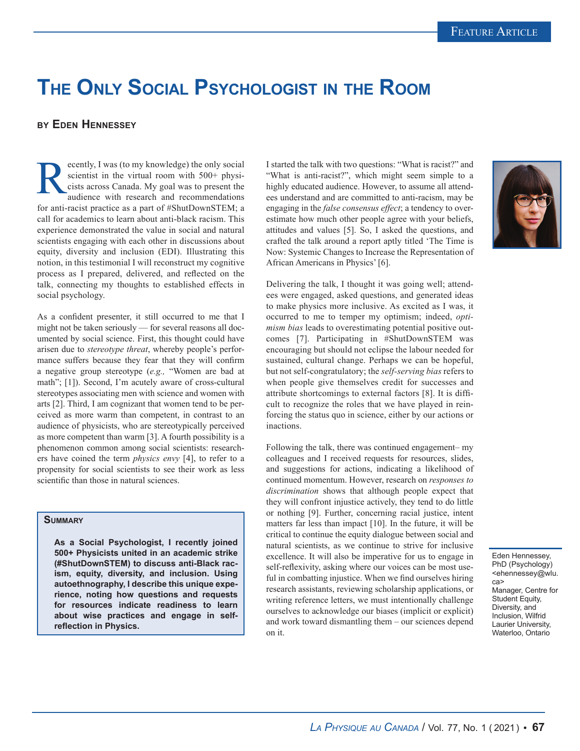# The Only Social Psychologist in the Room

**by Eden Hennessey**

Recently, I was (to my knowledge) the only social scientist in the virtual room with 500+ physicists across Canada. My goal was to present the audience with research and recommendations for anti-racist practice as a part of #ShutDownSTEM; a call for academics to learn about anti-black racism. This experience demonstrated the value in social and natural scientists engaging with each other in discussions about equity, diversity and inclusion (EDI). Illustrating this notion, in this testimonial I will reconstruct my cognitive process as I prepared, delivered, and reflected on the talk, connecting my thoughts to established effects in social psychology.

As a confident presenter, it still occurred to me that I might not be taken seriously — for several reasons all documented by social science. First, this thought could have arisen due to *stereotype threat*, whereby people's performance suffers because they fear that they will confirm a negative group stereotype (*e.g.,* "Women are bad at math"; [1]). Second, I'm acutely aware of cross-cultural stereotypes associating men with science and women with arts [2]. Third, I am cognizant that women tend to be perceived as more warm than competent, in contrast to an audience of physicists, who are stereotypically perceived as more competent than warm [3]. A fourth possibility is a phenomenon common among social scientists: researchers have coined the term *physics envy* [4], to refer to a propensity for social scientists to see their work as less scientific than those in natural sciences.

> **Summary**
>
> **As a Social Psychologist, I recently joined 500+ Physicists united in an academic strike (#ShutDownSTEM) to discuss anti-Black racism, equity, diversity, and inclusion. Using autoethnography, I describe this unique experience, noting how questions and requests for resources indicate readiness to learn about wise practices and engage in self-reflection in Physics.**

I started the talk with two questions: "What is racist?" and "What is anti-racist?", which might seem simple to a highly educated audience. However, to assume all attendees understand and are committed to anti-racism, may be engaging in the *false consensus effect*; a tendency to overestimate how much other people agree with your beliefs, attitudes and values [5]. So, I asked the questions, and crafted the talk around a report aptly titled 'The Time is Now: Systemic Changes to Increase the Representation of African Americans in Physics' [6].

Delivering the talk, I thought it was going well; attendees were engaged, asked questions, and generated ideas to make physics more inclusive. As excited as I was, it occurred to me to temper my optimism; indeed, *optimism bias* leads to overestimating potential positive outcomes [7]. Participating in #ShutDownSTEM was encouraging but should not eclipse the labour needed for sustained, cultural change. Perhaps we can be hopeful, but not self-congratulatory; the *self-serving bias* refers to when people give themselves credit for successes and attribute shortcomings to external factors [8]. It is difficult to recognize the roles that we have played in reinforcing the status quo in science, either by our actions or inactions.

Following the talk, there was continued engagement– my colleagues and I received requests for resources, slides, and suggestions for actions, indicating a likelihood of continued momentum. However, research on *responses to discrimination* shows that although people expect that they will confront injustice actively, they tend to do little or nothing [9]. Further, concerning racial justice, intent matters far less than impact [10]. In the future, it will be critical to continue the equity dialogue between social and natural scientists, as we continue to strive for inclusive excellence. It will also be imperative for us to engage in self-reflexivity, asking where our voices can be most useful in combatting injustice. When we find ourselves hiring research assistants, reviewing scholarship applications, or writing reference letters, we must intentionally challenge ourselves to acknowledge our biases (implicit or explicit) and work toward dismantling them – our sciences depend on it.

Eden Hennessey, PhD (Psychology) <ehennessey@wlu.ca>
Manager, Centre for Student Equity, Diversity, and Inclusion, Wilfrid Laurier University, Waterloo, Ontario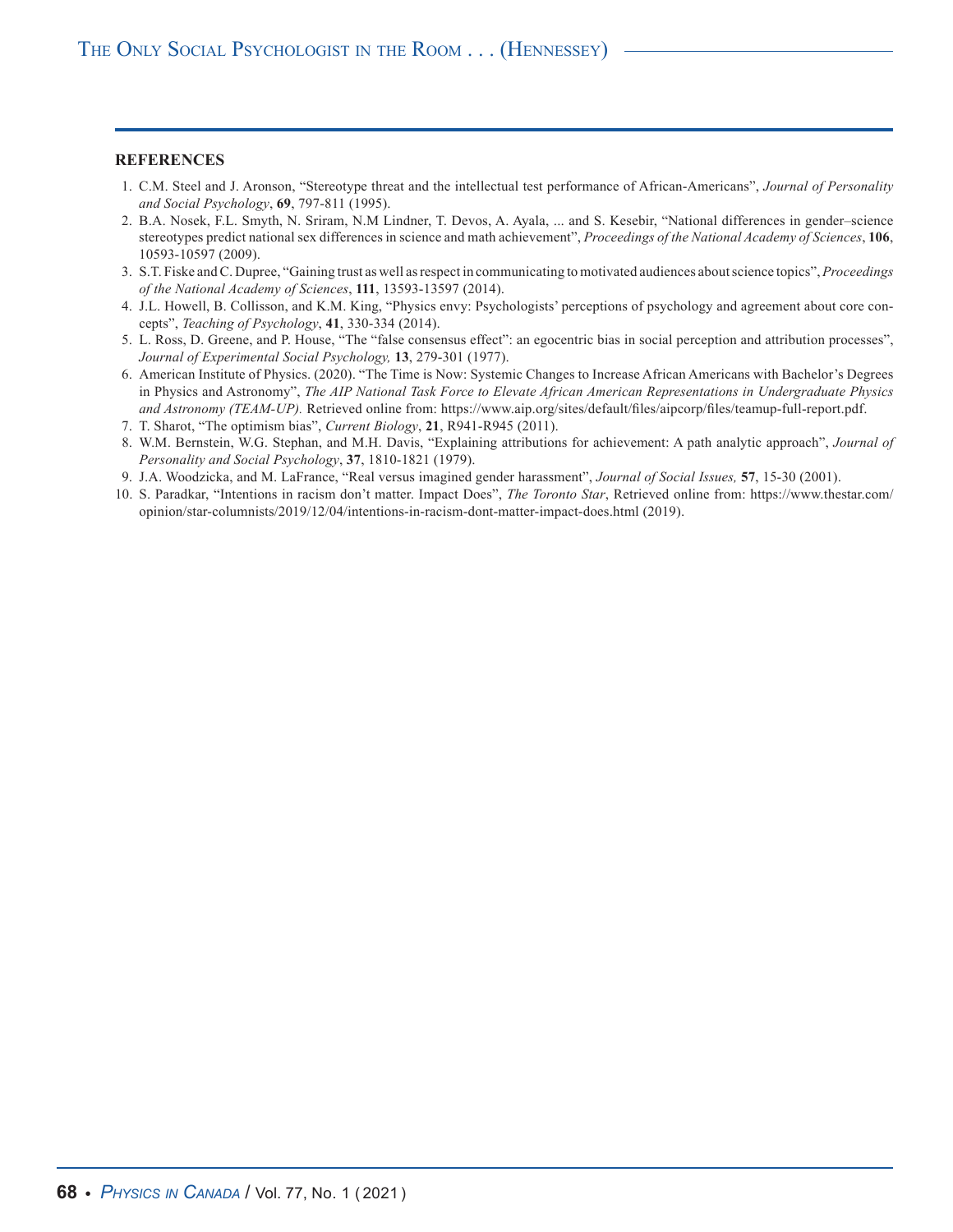## REFERENCES

1. C.M. Steel and J. Aronson, "Stereotype threat and the intellectual test performance of African-Americans", *Journal of Personality and Social Psychology*, **69**, 797-811 (1995).
2. B.A. Nosek, F.L. Smyth, N. Sriram, N.M Lindner, T. Devos, A. Ayala, ... and S. Kesebir, "National differences in gender–science stereotypes predict national sex differences in science and math achievement", *Proceedings of the National Academy of Sciences*, **106**, 10593-10597 (2009).
3. S.T. Fiske and C. Dupree, "Gaining trust as well as respect in communicating to motivated audiences about science topics", *Proceedings of the National Academy of Sciences*, **111**, 13593-13597 (2014).
4. J.L. Howell, B. Collisson, and K.M. King, "Physics envy: Psychologists' perceptions of psychology and agreement about core concepts", *Teaching of Psychology*, **41**, 330-334 (2014).
5. L. Ross, D. Greene, and P. House, "The "false consensus effect": an egocentric bias in social perception and attribution processes", *Journal of Experimental Social Psychology,* **13**, 279-301 (1977).
6. American Institute of Physics. (2020). "The Time is Now: Systemic Changes to Increase African Americans with Bachelor's Degrees in Physics and Astronomy", *The AIP National Task Force to Elevate African American Representations in Undergraduate Physics and Astronomy (TEAM-UP).* Retrieved online from: https://www.aip.org/sites/default/files/aipcorp/files/teamup-full-report.pdf.
7. T. Sharot, "The optimism bias", *Current Biology*, **21**, R941-R945 (2011).
8. W.M. Bernstein, W.G. Stephan, and M.H. Davis, "Explaining attributions for achievement: A path analytic approach", *Journal of Personality and Social Psychology*, **37**, 1810-1821 (1979).
9. J.A. Woodzicka, and M. LaFrance, "Real versus imagined gender harassment", *Journal of Social Issues,* **57**, 15-30 (2001).
10. S. Paradkar, "Intentions in racism don't matter. Impact Does", *The Toronto Star*, Retrieved online from: https://www.thestar.com/opinion/star-columnists/2019/12/04/intentions-in-racism-dont-matter-impact-does.html (2019).